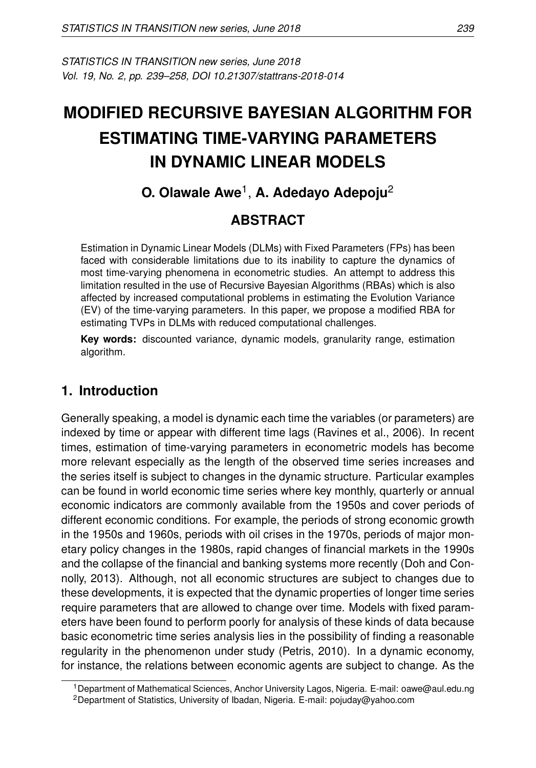*STATISTICS IN TRANSITION new series, June 2018*
*Vol. 19, No. 2, pp. 239–258, DOI 10.21307/stattrans-2018-014*

# MODIFIED RECURSIVE BAYESIAN ALGORITHM FOR ESTIMATING TIME-VARYING PARAMETERS IN DYNAMIC LINEAR MODELS

**O. Olawale Awe**[1], **A. Adedayo Adepoju**[2]

## ABSTRACT

Estimation in Dynamic Linear Models (DLMs) with Fixed Parameters (FPs) has been faced with considerable limitations due to its inability to capture the dynamics of most time-varying phenomena in econometric studies. An attempt to address this limitation resulted in the use of Recursive Bayesian Algorithms (RBAs) which is also affected by increased computational problems in estimating the Evolution Variance (EV) of the time-varying parameters. In this paper, we propose a modified RBA for estimating TVPs in DLMs with reduced computational challenges.

**Key words:** discounted variance, dynamic models, granularity range, estimation algorithm.

## 1. Introduction

Generally speaking, a model is dynamic each time the variables (or parameters) are indexed by time or appear with different time lags (Ravines et al., 2006). In recent times, estimation of time-varying parameters in econometric models has become more relevant especially as the length of the observed time series increases and the series itself is subject to changes in the dynamic structure. Particular examples can be found in world economic time series where key monthly, quarterly or annual economic indicators are commonly available from the 1950s and cover periods of different economic conditions. For example, the periods of strong economic growth in the 1950s and 1960s, periods with oil crises in the 1970s, periods of major monetary policy changes in the 1980s, rapid changes of financial markets in the 1990s and the collapse of the financial and banking systems more recently (Doh and Connolly, 2013). Although, not all economic structures are subject to changes due to these developments, it is expected that the dynamic properties of longer time series require parameters that are allowed to change over time. Models with fixed parameters have been found to perform poorly for analysis of these kinds of data because basic econometric time series analysis lies in the possibility of finding a reasonable regularity in the phenomenon under study (Petris, 2010). In a dynamic economy, for instance, the relations between economic agents are subject to change. As the

[1]Department of Mathematical Sciences, Anchor University Lagos, Nigeria. E-mail: oawe@aul.edu.ng
[2]Department of Statistics, University of Ibadan, Nigeria. E-mail: pojuday@yahoo.com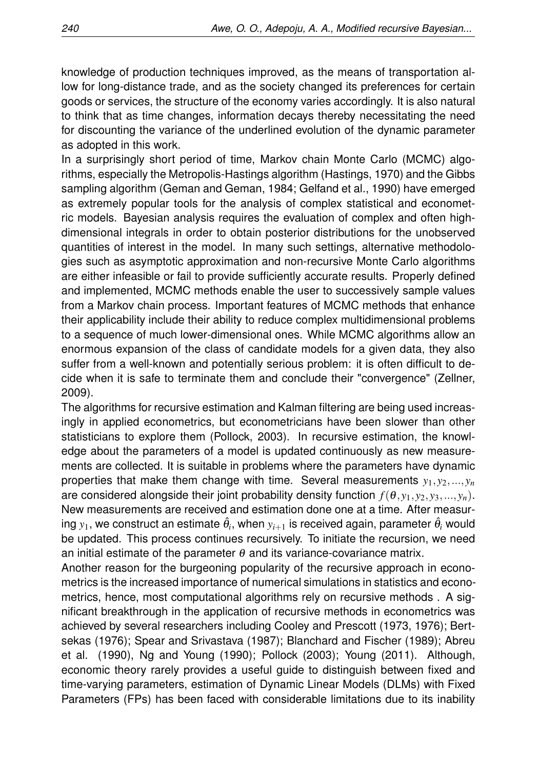knowledge of production techniques improved, as the means of transportation allow for long-distance trade, and as the society changed its preferences for certain goods or services, the structure of the economy varies accordingly. It is also natural to think that as time changes, information decays thereby necessitating the need for discounting the variance of the underlined evolution of the dynamic parameter as adopted in this work.

In a surprisingly short period of time, Markov chain Monte Carlo (MCMC) algorithms, especially the Metropolis-Hastings algorithm (Hastings, 1970) and the Gibbs sampling algorithm (Geman and Geman, 1984; Gelfand et al., 1990) have emerged as extremely popular tools for the analysis of complex statistical and econometric models. Bayesian analysis requires the evaluation of complex and often high-dimensional integrals in order to obtain posterior distributions for the unobserved quantities of interest in the model. In many such settings, alternative methodologies such as asymptotic approximation and non-recursive Monte Carlo algorithms are either infeasible or fail to provide sufficiently accurate results. Properly defined and implemented, MCMC methods enable the user to successively sample values from a Markov chain process. Important features of MCMC methods that enhance their applicability include their ability to reduce complex multidimensional problems to a sequence of much lower-dimensional ones. While MCMC algorithms allow an enormous expansion of the class of candidate models for a given data, they also suffer from a well-known and potentially serious problem: it is often difficult to decide when it is safe to terminate them and conclude their "convergence" (Zellner, 2009).

The algorithms for recursive estimation and Kalman filtering are being used increasingly in applied econometrics, but econometricians have been slower than other statisticians to explore them (Pollock, 2003). In recursive estimation, the knowledge about the parameters of a model is updated continuously as new measurements are collected. It is suitable in problems where the parameters have dynamic properties that make them change with time. Several measurements $y_1, y_2, ..., y_n$ are considered alongside their joint probability density function $f(\theta, y_1, y_2, y_3, ..., y_n)$. New measurements are received and estimation done one at a time. After measuring $y_1$, we construct an estimate $\hat{\theta}_i$, when $y_{i+1}$ is received again, parameter $\hat{\theta}_i$ would be updated. This process continues recursively. To initiate the recursion, we need an initial estimate of the parameter $\theta$ and its variance-covariance matrix.

Another reason for the burgeoning popularity of the recursive approach in econometrics is the increased importance of numerical simulations in statistics and econometrics, hence, most computational algorithms rely on recursive methods . A significant breakthrough in the application of recursive methods in econometrics was achieved by several researchers including Cooley and Prescott (1973, 1976); Bertsekas (1976); Spear and Srivastava (1987); Blanchard and Fischer (1989); Abreu et al. (1990), Ng and Young (1990); Pollock (2003); Young (2011). Although, economic theory rarely provides a useful guide to distinguish between fixed and time-varying parameters, estimation of Dynamic Linear Models (DLMs) with Fixed Parameters (FPs) has been faced with considerable limitations due to its inability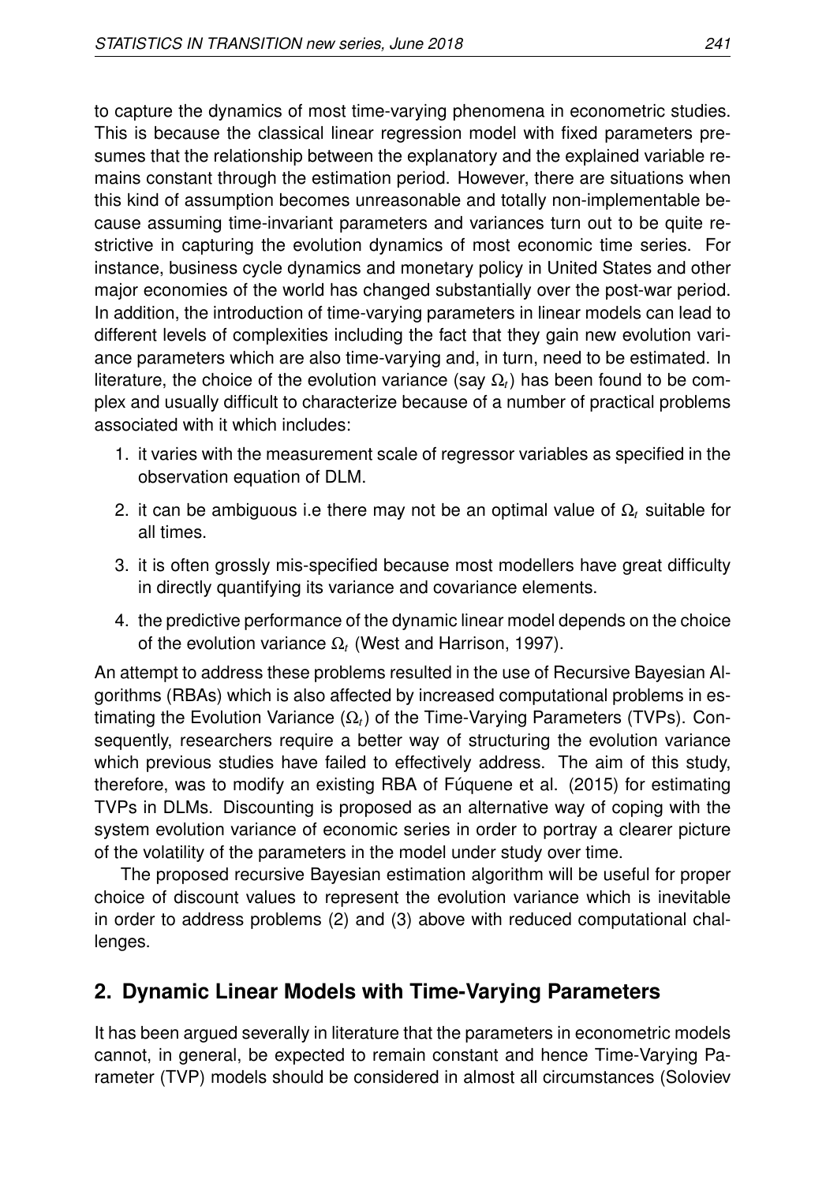to capture the dynamics of most time-varying phenomena in econometric studies. This is because the classical linear regression model with fixed parameters presumes that the relationship between the explanatory and the explained variable remains constant through the estimation period. However, there are situations when this kind of assumption becomes unreasonable and totally non-implementable because assuming time-invariant parameters and variances turn out to be quite restrictive in capturing the evolution dynamics of most economic time series. For instance, business cycle dynamics and monetary policy in United States and other major economies of the world has changed substantially over the post-war period. In addition, the introduction of time-varying parameters in linear models can lead to different levels of complexities including the fact that they gain new evolution variance parameters which are also time-varying and, in turn, need to be estimated. In literature, the choice of the evolution variance (say $\Omega_t$) has been found to be complex and usually difficult to characterize because of a number of practical problems associated with it which includes:

1. it varies with the measurement scale of regressor variables as specified in the observation equation of DLM.
2. it can be ambiguous i.e there may not be an optimal value of $\Omega_t$ suitable for all times.
3. it is often grossly mis-specified because most modellers have great difficulty in directly quantifying its variance and covariance elements.
4. the predictive performance of the dynamic linear model depends on the choice of the evolution variance $\Omega_t$ (West and Harrison, 1997).

An attempt to address these problems resulted in the use of Recursive Bayesian Algorithms (RBAs) which is also affected by increased computational problems in estimating the Evolution Variance ($\Omega_t$) of the Time-Varying Parameters (TVPs). Consequently, researchers require a better way of structuring the evolution variance which previous studies have failed to effectively address. The aim of this study, therefore, was to modify an existing RBA of Fúquene et al. (2015) for estimating TVPs in DLMs. Discounting is proposed as an alternative way of coping with the system evolution variance of economic series in order to portray a clearer picture of the volatility of the parameters in the model under study over time.

The proposed recursive Bayesian estimation algorithm will be useful for proper choice of discount values to represent the evolution variance which is inevitable in order to address problems (2) and (3) above with reduced computational challenges.

## 2. Dynamic Linear Models with Time-Varying Parameters

It has been argued severally in literature that the parameters in econometric models cannot, in general, be expected to remain constant and hence Time-Varying Parameter (TVP) models should be considered in almost all circumstances (Soloviev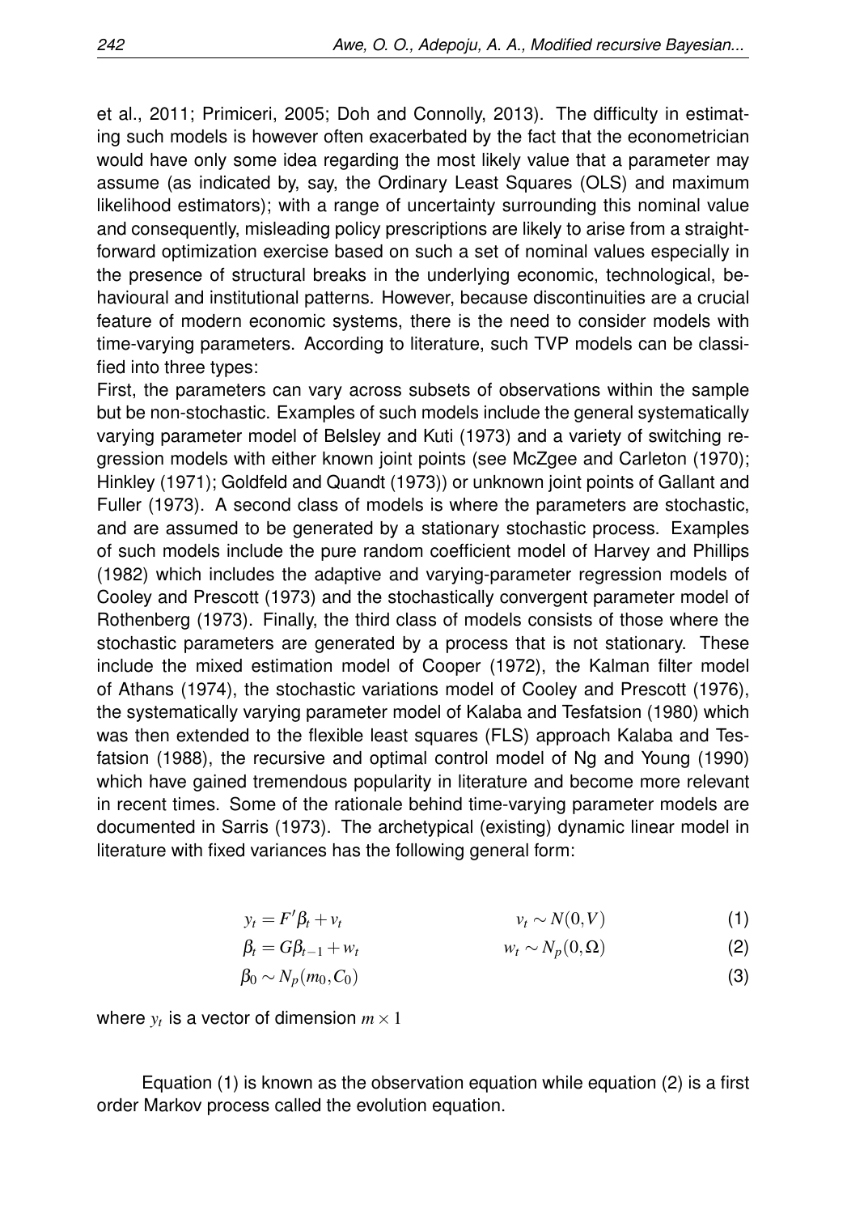et al., 2011; Primiceri, 2005; Doh and Connolly, 2013). The difficulty in estimating such models is however often exacerbated by the fact that the econometrician would have only some idea regarding the most likely value that a parameter may assume (as indicated by, say, the Ordinary Least Squares (OLS) and maximum likelihood estimators); with a range of uncertainty surrounding this nominal value and consequently, misleading policy prescriptions are likely to arise from a straightforward optimization exercise based on such a set of nominal values especially in the presence of structural breaks in the underlying economic, technological, behavioural and institutional patterns. However, because discontinuities are a crucial feature of modern economic systems, there is the need to consider models with time-varying parameters. According to literature, such TVP models can be classified into three types:

First, the parameters can vary across subsets of observations within the sample but be non-stochastic. Examples of such models include the general systematically varying parameter model of Belsley and Kuti (1973) and a variety of switching regression models with either known joint points (see McZgee and Carleton (1970); Hinkley (1971); Goldfeld and Quandt (1973)) or unknown joint points of Gallant and Fuller (1973). A second class of models is where the parameters are stochastic, and are assumed to be generated by a stationary stochastic process. Examples of such models include the pure random coefficient model of Harvey and Phillips (1982) which includes the adaptive and varying-parameter regression models of Cooley and Prescott (1973) and the stochastically convergent parameter model of Rothenberg (1973). Finally, the third class of models consists of those where the stochastic parameters are generated by a process that is not stationary. These include the mixed estimation model of Cooper (1972), the Kalman filter model of Athans (1974), the stochastic variations model of Cooley and Prescott (1976), the systematically varying parameter model of Kalaba and Tesfatsion (1980) which was then extended to the flexible least squares (FLS) approach Kalaba and Tesfatsion (1988), the recursive and optimal control model of Ng and Young (1990) which have gained tremendous popularity in literature and become more relevant in recent times. Some of the rationale behind time-varying parameter models are documented in Sarris (1973). The archetypical (existing) dynamic linear model in literature with fixed variances has the following general form:

$$y_t = F'\beta_t + v_t \qquad v_t \sim N(0,V) \tag{1}$$

$$\beta_t = G\beta_{t-1} + w_t \qquad w_t \sim N_p(0,\Omega) \tag{2}$$

$$\beta_0 \sim N_p(m_0, C_0) \tag{3}$$

where $y_t$ is a vector of dimension $m \times 1$

Equation (1) is known as the observation equation while equation (2) is a first order Markov process called the evolution equation.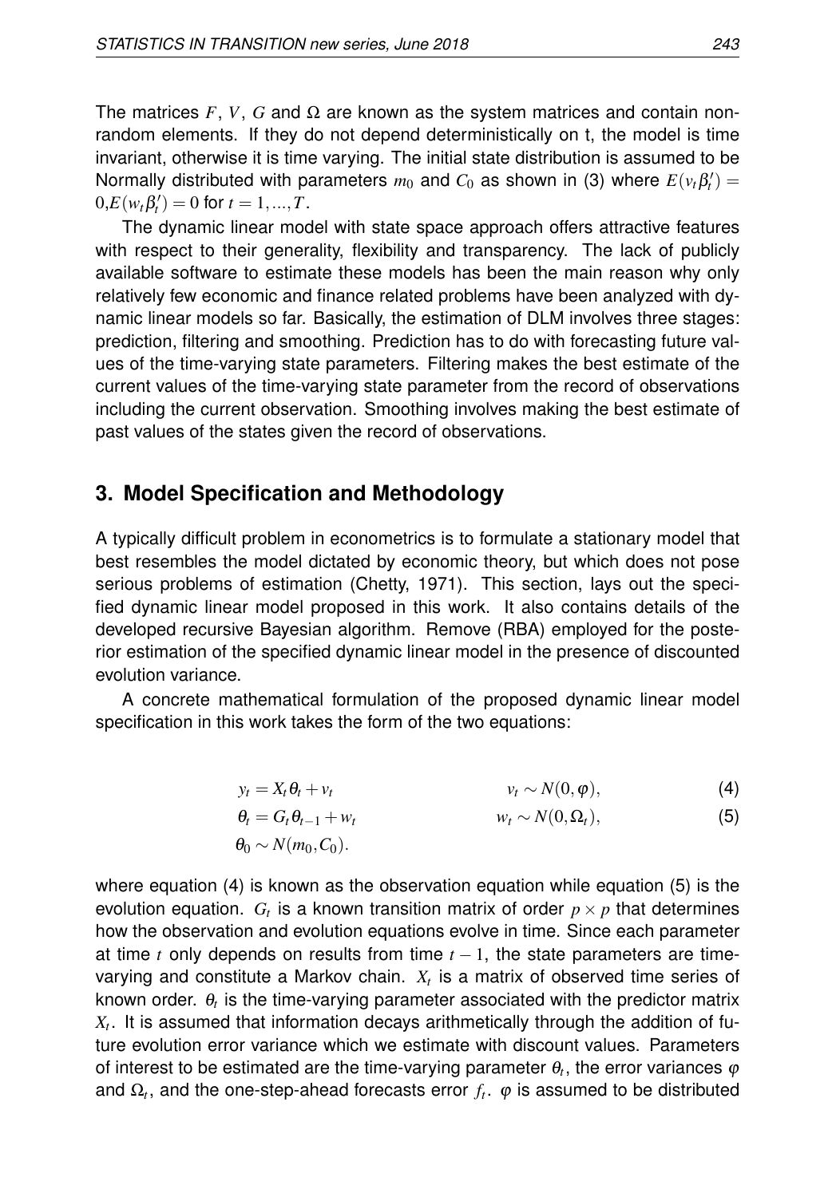The matrices $F$, $V$, $G$ and $\Omega$ are known as the system matrices and contain non-random elements. If they do not depend deterministically on t, the model is time invariant, otherwise it is time varying. The initial state distribution is assumed to be Normally distributed with parameters $m_0$ and $C_0$ as shown in (3) where $E(v_t \beta_t') = 0, E(w_t \beta_t') = 0$ for $t = 1, ..., T$.

The dynamic linear model with state space approach offers attractive features with respect to their generality, flexibility and transparency. The lack of publicly available software to estimate these models has been the main reason why only relatively few economic and finance related problems have been analyzed with dynamic linear models so far. Basically, the estimation of DLM involves three stages: prediction, filtering and smoothing. Prediction has to do with forecasting future values of the time-varying state parameters. Filtering makes the best estimate of the current values of the time-varying state parameter from the record of observations including the current observation. Smoothing involves making the best estimate of past values of the states given the record of observations.

## 3. Model Specification and Methodology

A typically difficult problem in econometrics is to formulate a stationary model that best resembles the model dictated by economic theory, but which does not pose serious problems of estimation (Chetty, 1971). This section, lays out the specified dynamic linear model proposed in this work. It also contains details of the developed recursive Bayesian algorithm. Remove (RBA) employed for the posterior estimation of the specified dynamic linear model in the presence of discounted evolution variance.

A concrete mathematical formulation of the proposed dynamic linear model specification in this work takes the form of the two equations:

$$y_t = X_t \theta_t + v_t \qquad v_t \sim N(0, \varphi), \tag{4}$$

$$\theta_t = G_t \theta_{t-1} + w_t \qquad w_t \sim N(0, \Omega_t), \tag{5}$$

$$\theta_0 \sim N(m_0, C_0).$$

where equation (4) is known as the observation equation while equation (5) is the evolution equation. $G_t$ is a known transition matrix of order $p \times p$ that determines how the observation and evolution equations evolve in time. Since each parameter at time $t$ only depends on results from time $t-1$, the state parameters are time-varying and constitute a Markov chain. $X_t$ is a matrix of observed time series of known order. $\theta_t$ is the time-varying parameter associated with the predictor matrix $X_t$. It is assumed that information decays arithmetically through the addition of future evolution error variance which we estimate with discount values. Parameters of interest to be estimated are the time-varying parameter $\theta_t$, the error variances $\varphi$ and $\Omega_t$, and the one-step-ahead forecasts error $f_t$. $\varphi$ is assumed to be distributed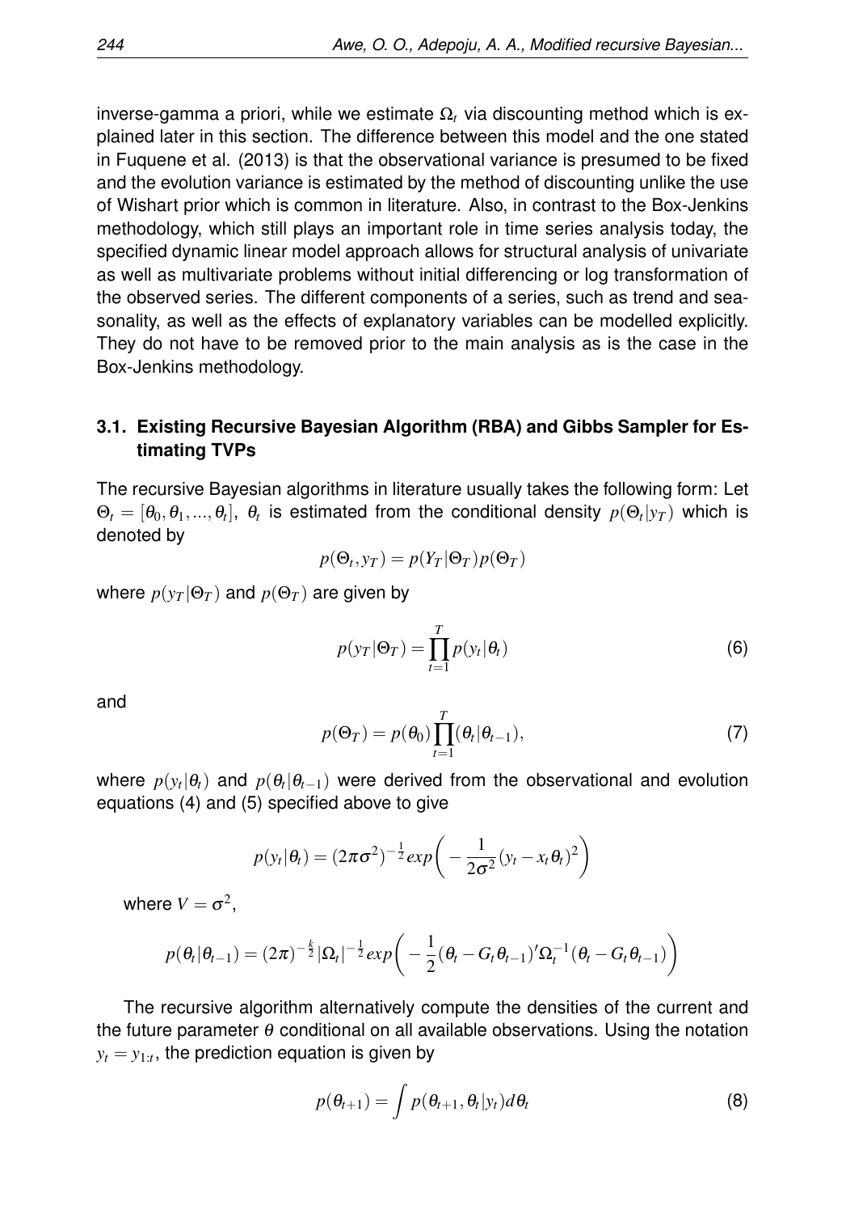inverse-gamma a priori, while we estimate $\Omega_t$ via discounting method which is explained later in this section. The difference between this model and the one stated in Fuquene et al. (2013) is that the observational variance is presumed to be fixed and the evolution variance is estimated by the method of discounting unlike the use of Wishart prior which is common in literature. Also, in contrast to the Box-Jenkins methodology, which still plays an important role in time series analysis today, the specified dynamic linear model approach allows for structural analysis of univariate as well as multivariate problems without initial differencing or log transformation of the observed series. The different components of a series, such as trend and seasonality, as well as the effects of explanatory variables can be modelled explicitly. They do not have to be removed prior to the main analysis as is the case in the Box-Jenkins methodology.

### 3.1. Existing Recursive Bayesian Algorithm (RBA) and Gibbs Sampler for Estimating TVPs

The recursive Bayesian algorithms in literature usually takes the following form: Let $\Theta_t = [\theta_0, \theta_1, ..., \theta_t]$, $\theta_t$ is estimated from the conditional density $p(\Theta_t|y_T)$ which is denoted by

$$p(\Theta_t, y_T) = p(Y_T|\Theta_T)p(\Theta_T)$$

where $p(y_T|\Theta_T)$ and $p(\Theta_T)$ are given by

$$p(y_T|\Theta_T) = \prod_{t=1}^{T} p(y_t|\theta_t) \tag{6}$$

and

$$p(\Theta_T) = p(\theta_0)\prod_{t=1}^{T}(\theta_t|\theta_{t-1}), \tag{7}$$

where $p(y_t|\theta_t)$ and $p(\theta_t|\theta_{t-1})$ were derived from the observational and evolution equations (4) and (5) specified above to give

$$p(y_t|\theta_t) = (2\pi\sigma^2)^{-\frac{1}{2}} exp\bigg(-\frac{1}{2\sigma^2}(y_t - x_t\theta_t)^2\bigg)$$

where $V = \sigma^2$,

$$p(\theta_t|\theta_{t-1}) = (2\pi)^{-\frac{k}{2}}|\Omega_t|^{-\frac{1}{2}} exp\bigg(-\frac{1}{2}(\theta_t - G_t\theta_{t-1})'\Omega_t^{-1}(\theta_t - G_t\theta_{t-1})\bigg)$$

The recursive algorithm alternatively compute the densities of the current and the future parameter $\theta$ conditional on all available observations. Using the notation $y_t = y_{1:t}$, the prediction equation is given by

$$p(\theta_{t+1}) = \int p(\theta_{t+1}, \theta_t|y_t)d\theta_t \tag{8}$$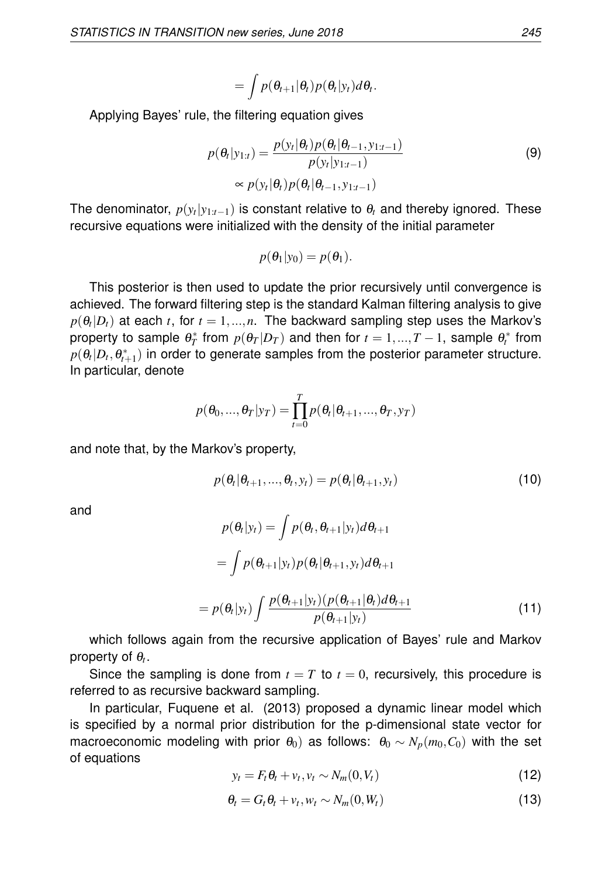$$= \int p(\theta_{t+1}|\theta_t)p(\theta_t|y_t)d\theta_t.$$

Applying Bayes' rule, the filtering equation gives

$$p(\theta_t|y_{1:t}) = \frac{p(y_t|\theta_t)p(\theta_t|\theta_{t-1}, y_{1:t-1})}{p(y_t|y_{1:t-1})} \tag{9}$$

$$\propto p(y_t|\theta_t)p(\theta_t|\theta_{t-1}, y_{1:t-1})$$

The denominator, $p(y_t|y_{1:t-1})$ is constant relative to $\theta_t$ and thereby ignored. These recursive equations were initialized with the density of the initial parameter

$$p(\theta_1|y_0) = p(\theta_1).$$

This posterior is then used to update the prior recursively until convergence is achieved. The forward filtering step is the standard Kalman filtering analysis to give $p(\theta_t|D_t)$ at each $t$, for $t = 1, ..., n$. The backward sampling step uses the Markov's property to sample $\theta_T^*$ from $p(\theta_T|D_T)$ and then for $t = 1, ..., T-1$, sample $\theta_t^*$ from $p(\theta_t|D_t, \theta_{t+1}^*)$ in order to generate samples from the posterior parameter structure. In particular, denote

$$p(\theta_0, ..., \theta_T|y_T) = \prod_{t=0}^{T} p(\theta_t|\theta_{t+1}, ..., \theta_T, y_T)$$

and note that, by the Markov's property,

$$p(\theta_t|\theta_{t+1}, ..., \theta_t, y_t) = p(\theta_t|\theta_{t+1}, y_t) \tag{10}$$

and

$$p(\theta_t|y_t) = \int p(\theta_t, \theta_{t+1}|y_t)d\theta_{t+1}$$

$$= \int p(\theta_{t+1}|y_t)p(\theta_t|\theta_{t+1}, y_t)d\theta_{t+1}$$

$$= p(\theta_t|y_t) \int \frac{p(\theta_{t+1}|y_t)(p(\theta_{t+1}|\theta_t)d\theta_{t+1}}{p(\theta_{t+1}|y_t)} \tag{11}$$

which follows again from the recursive application of Bayes' rule and Markov property of $\theta_t$.

Since the sampling is done from $t = T$ to $t = 0$, recursively, this procedure is referred to as recursive backward sampling.

In particular, Fuquene et al. (2013) proposed a dynamic linear model which is specified by a normal prior distribution for the p-dimensional state vector for macroeconomic modeling with prior $\theta_0$) as follows: $\theta_0 \sim N_p(m_0, C_0)$ with the set of equations

$$y_t = F_t\theta_t + v_t, v_t \sim N_m(0, V_t) \tag{12}$$

$$\theta_t = G_t\theta_t + v_t, w_t \sim N_m(0, W_t) \tag{13}$$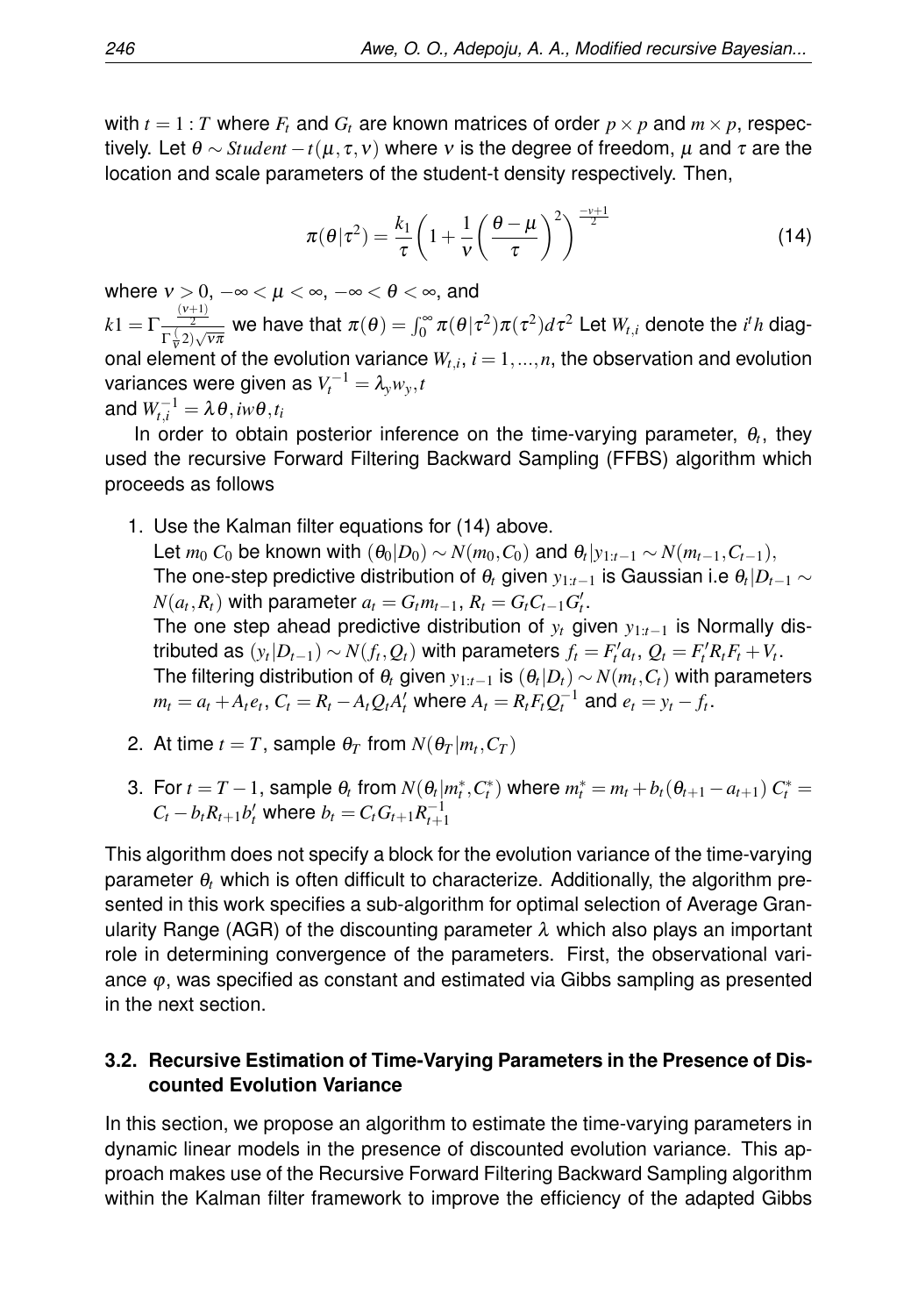with $t = 1 : T$ where $F_t$ and $G_t$ are known matrices of order $p \times p$ and $m \times p$, respectively. Let $\theta \sim Student-t(\mu, \tau, \nu)$ where $\nu$ is the degree of freedom, $\mu$ and $\tau$ are the location and scale parameters of the student-t density respectively. Then,

$$\pi(\theta|\tau^2) = \frac{k_1}{\tau}\left(1 + \frac{1}{\nu}\left(\frac{\theta - \mu}{\tau}\right)^2\right)^{\frac{-\nu+1}{2}} \tag{14}$$

where $\nu > 0$, $-\infty < \mu < \infty$, $-\infty < \theta < \infty$, and

$k1 = \Gamma\frac{\frac{(\nu+1)}{2}}{\Gamma\frac{(}{\nu}2)\sqrt{\nu\pi}}$ we have that $\pi(\theta) = \int_0^\infty \pi(\theta|\tau^2)\pi(\tau^2)d\tau^2$ Let $W_{t,i}$ denote the $i^th$ diagonal element of the evolution variance $W_{t,i}$, $i = 1, ..., n$, the observation and evolution variances were given as $V_t^{-1} = \lambda_y w_y, t$

and $W_{t,i}^{-1} = \lambda\theta, iw\theta, t_i$

In order to obtain posterior inference on the time-varying parameter, $\theta_t$, they used the recursive Forward Filtering Backward Sampling (FFBS) algorithm which proceeds as follows

1. Use the Kalman filter equations for (14) above.
   Let $m_0$ $C_0$ be known with $(\theta_0|D_0) \sim N(m_0, C_0)$ and $\theta_t|y_{1:t-1} \sim N(m_{t-1}, C_{t-1})$,
   The one-step predictive distribution of $\theta_t$ given $y_{1:t-1}$ is Gaussian i.e $\theta_t|D_{t-1} \sim N(a_t, R_t)$ with parameter $a_t = G_t m_{t-1}$, $R_t = G_t C_{t-1} G_t'$.
   The one step ahead predictive distribution of $y_t$ given $y_{1:t-1}$ is Normally distributed as $(y_t|D_{t-1}) \sim N(f_t, Q_t)$ with parameters $f_t = F_t' a_t$, $Q_t = F_t' R_t F_t + V_t$.
   The filtering distribution of $\theta_t$ given $y_{1:t-1}$ is $(\theta_t|D_t) \sim N(m_t, C_t)$ with parameters $m_t = a_t + A_t e_t$, $C_t = R_t - A_t Q_t A_t'$ where $A_t = R_t F_t Q_t^{-1}$ and $e_t = y_t - f_t$.

2. At time $t = T$, sample $\theta_T$ from $N(\theta_T|m_t, C_T)$

3. For $t = T - 1$, sample $\theta_t$ from $N(\theta_t|m_t^*, C_t^*)$ where $m_t^* = m_t + b_t(\theta_{t+1} - a_{t+1})$ $C_t^* = C_t - b_t R_{t+1} b_t'$ where $b_t = C_t G_{t+1} R_{t+1}^{-1}$

This algorithm does not specify a block for the evolution variance of the time-varying parameter $\theta_t$ which is often difficult to characterize. Additionally, the algorithm presented in this work specifies a sub-algorithm for optimal selection of Average Granularity Range (AGR) of the discounting parameter $\lambda$ which also plays an important role in determining convergence of the parameters. First, the observational variance $\varphi$, was specified as constant and estimated via Gibbs sampling as presented in the next section.

### 3.2. Recursive Estimation of Time-Varying Parameters in the Presence of Discounted Evolution Variance

In this section, we propose an algorithm to estimate the time-varying parameters in dynamic linear models in the presence of discounted evolution variance. This approach makes use of the Recursive Forward Filtering Backward Sampling algorithm within the Kalman filter framework to improve the efficiency of the adapted Gibbs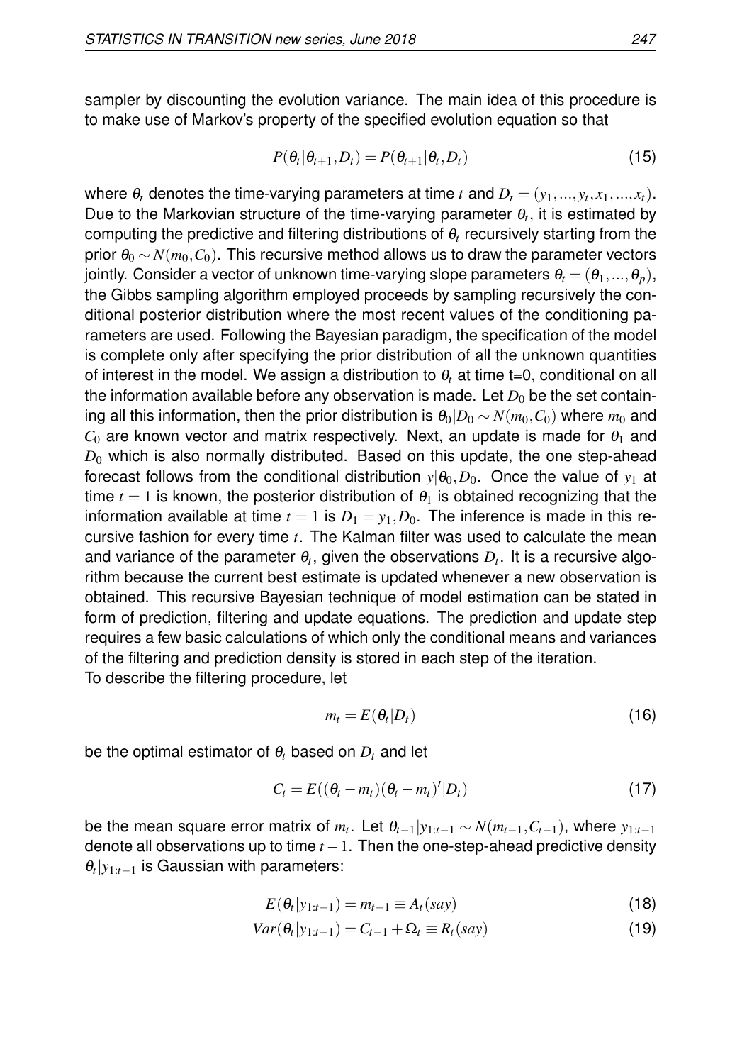sampler by discounting the evolution variance. The main idea of this procedure is to make use of Markov's property of the specified evolution equation so that

$$P(\theta_t|\theta_{t+1}, D_t) = P(\theta_{t+1}|\theta_t, D_t) \tag{15}$$

where $\theta_t$ denotes the time-varying parameters at time $t$ and $D_t = (y_1, ..., y_t, x_1, ..., x_t)$. Due to the Markovian structure of the time-varying parameter $\theta_t$, it is estimated by computing the predictive and filtering distributions of $\theta_t$ recursively starting from the prior $\theta_0 \sim N(m_0, C_0)$. This recursive method allows us to draw the parameter vectors jointly. Consider a vector of unknown time-varying slope parameters $\theta_t = (\theta_1, ..., \theta_p)$, the Gibbs sampling algorithm employed proceeds by sampling recursively the conditional posterior distribution where the most recent values of the conditioning parameters are used. Following the Bayesian paradigm, the specification of the model is complete only after specifying the prior distribution of all the unknown quantities of interest in the model. We assign a distribution to $\theta_t$ at time t=0, conditional on all the information available before any observation is made. Let $D_0$ be the set containing all this information, then the prior distribution is $\theta_0|D_0 \sim N(m_0, C_0)$ where $m_0$ and $C_0$ are known vector and matrix respectively. Next, an update is made for $\theta_1$ and $D_0$ which is also normally distributed. Based on this update, the one step-ahead forecast follows from the conditional distribution $y|\theta_0, D_0$. Once the value of $y_1$ at time $t = 1$ is known, the posterior distribution of $\theta_1$ is obtained recognizing that the information available at time $t = 1$ is $D_1 = y_1, D_0$. The inference is made in this recursive fashion for every time $t$. The Kalman filter was used to calculate the mean and variance of the parameter $\theta_t$, given the observations $D_t$. It is a recursive algorithm because the current best estimate is updated whenever a new observation is obtained. This recursive Bayesian technique of model estimation can be stated in form of prediction, filtering and update equations. The prediction and update step requires a few basic calculations of which only the conditional means and variances of the filtering and prediction density is stored in each step of the iteration.
To describe the filtering procedure, let

$$m_t = E(\theta_t|D_t) \tag{16}$$

be the optimal estimator of $\theta_t$ based on $D_t$ and let

$$C_t = E((\theta_t - m_t)(\theta_t - m_t)'|D_t) \tag{17}$$

be the mean square error matrix of $m_t$. Let $\theta_{t-1}|y_{1:t-1} \sim N(m_{t-1}, C_{t-1})$, where $y_{1:t-1}$ denote all observations up to time $t-1$. Then the one-step-ahead predictive density $\theta_t|y_{1:t-1}$ is Gaussian with parameters:

$$E(\theta_t|y_{1:t-1}) = m_{t-1} \equiv A_t(say) \tag{18}$$

$$Var(\theta_t|y_{1:t-1}) = C_{t-1} + \Omega_t \equiv R_t(say) \tag{19}$$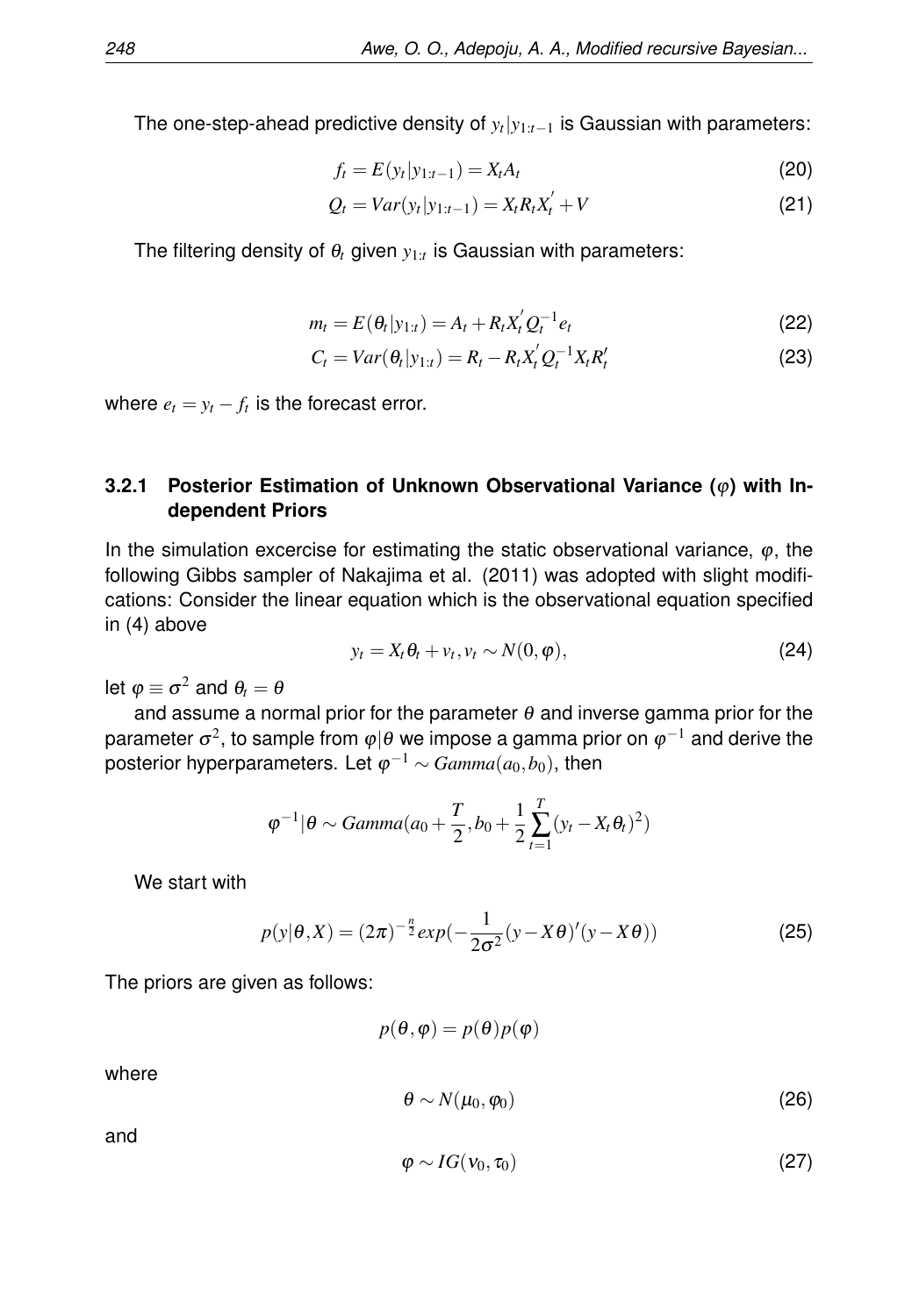The one-step-ahead predictive density of $y_t|y_{1:t-1}$ is Gaussian with parameters:

$$f_t = E(y_t|y_{1:t-1}) = X_t A_t \tag{20}$$

$$Q_t = Var(y_t|y_{1:t-1}) = X_t R_t X_t^{'} + V \tag{21}$$

The filtering density of $\theta_t$ given $y_{1:t}$ is Gaussian with parameters:

$$m_t = E(\theta_t|y_{1:t}) = A_t + R_t X_t^{'} Q_t^{-1} e_t \tag{22}$$

$$C_t = Var(\theta_t|y_{1:t}) = R_t - R_t X_t^{'} Q_t^{-1} X_t R_t^{'} \tag{23}$$

where $e_t = y_t - f_t$ is the forecast error.

### 3.2.1 Posterior Estimation of Unknown Observational Variance ($\varphi$) with Independent Priors

In the simulation excercise for estimating the static observational variance, $\varphi$, the following Gibbs sampler of Nakajima et al. (2011) was adopted with slight modifications: Consider the linear equation which is the observational equation specified in (4) above

$$y_t = X_t\theta_t + v_t, v_t \sim N(0, \varphi), \tag{24}$$

let $\varphi \equiv \sigma^2$ and $\theta_t = \theta$

and assume a normal prior for the parameter $\theta$ and inverse gamma prior for the parameter $\sigma^2$, to sample from $\varphi|\theta$ we impose a gamma prior on $\varphi^{-1}$ and derive the posterior hyperparameters. Let $\varphi^{-1} \sim Gamma(a_0, b_0)$, then

$$\varphi^{-1}|\theta \sim Gamma(a_0 + \frac{T}{2}, b_0 + \frac{1}{2}\sum_{t=1}^{T}(y_t - X_t\theta_t)^2)$$

We start with

$$p(y|\theta, X) = (2\pi)^{-\frac{n}{2}} exp(-\frac{1}{2\sigma^2}(y - X\theta)'(y - X\theta)) \tag{25}$$

The priors are given as follows:

$$p(\theta, \varphi) = p(\theta)p(\varphi)$$

where

$$\theta \sim N(\mu_0, \varphi_0) \tag{26}$$

and

$$\varphi \sim IG(\nu_0, \tau_0) \tag{27}$$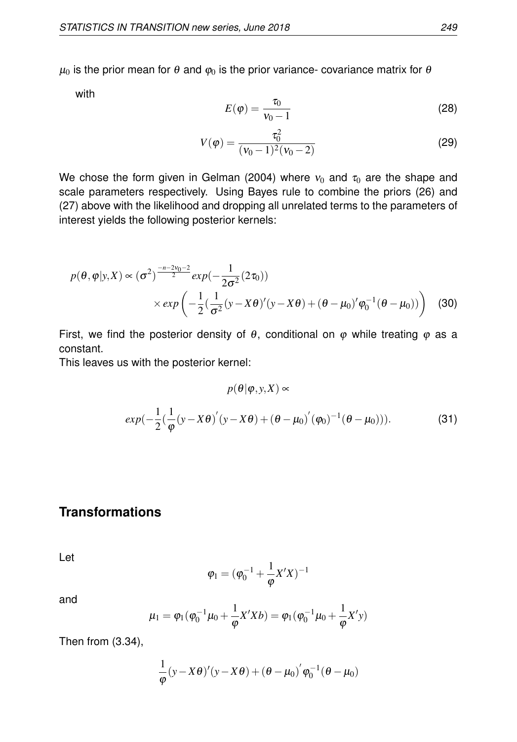$\mu_0$ is the prior mean for $\theta$ and $\varphi_0$ is the prior variance- covariance matrix for $\theta$

with

$$E(\varphi) = \frac{\tau_0}{\nu_0 - 1} \tag{28}$$

$$V(\varphi) = \frac{\tau_0^2}{(\nu_0 - 1)^2(\nu_0 - 2)} \tag{29}$$

We chose the form given in Gelman (2004) where $\nu_0$ and $\tau_0$ are the shape and scale parameters respectively. Using Bayes rule to combine the priors (26) and (27) above with the likelihood and dropping all unrelated terms to the parameters of interest yields the following posterior kernels:

$$p(\theta, \varphi | y, X) \propto (\sigma^2)^{\frac{-n-2\nu_0-2}{2}} exp(-\frac{1}{2\sigma^2}(2\tau_0)) \times exp\left(-\frac{1}{2}(\frac{1}{\sigma^2}(y - X\theta)'(y - X\theta) + (\theta - \mu_0)'\varphi_0^{-1}(\theta - \mu_0))\right) \tag{30}$$

First, we find the posterior density of $\theta$, conditional on $\varphi$ while treating $\varphi$ as a constant.
This leaves us with the posterior kernel:

$$p(\theta | \varphi, y, X) \propto$$

$$exp(-\frac{1}{2}(\frac{1}{\varphi}(y - X\theta)^{'}(y - X\theta) + (\theta - \mu_0)^{'}(\varphi_0)^{-1}(\theta - \mu_0))). \tag{31}$$

## Transformations

Let

$$\varphi_1 = (\varphi_0^{-1} + \frac{1}{\varphi}X'X)^{-1}$$

and

$$\mu_1 = \varphi_1(\varphi_0^{-1}\mu_0 + \frac{1}{\varphi}X'Xb) = \varphi_1(\varphi_0^{-1}\mu_0 + \frac{1}{\varphi}X'y)$$

Then from (3.34),

$$\frac{1}{\varphi}(y - X\theta)'(y - X\theta) + (\theta - \mu_0)^{'}\varphi_0^{-1}(\theta - \mu_0)$$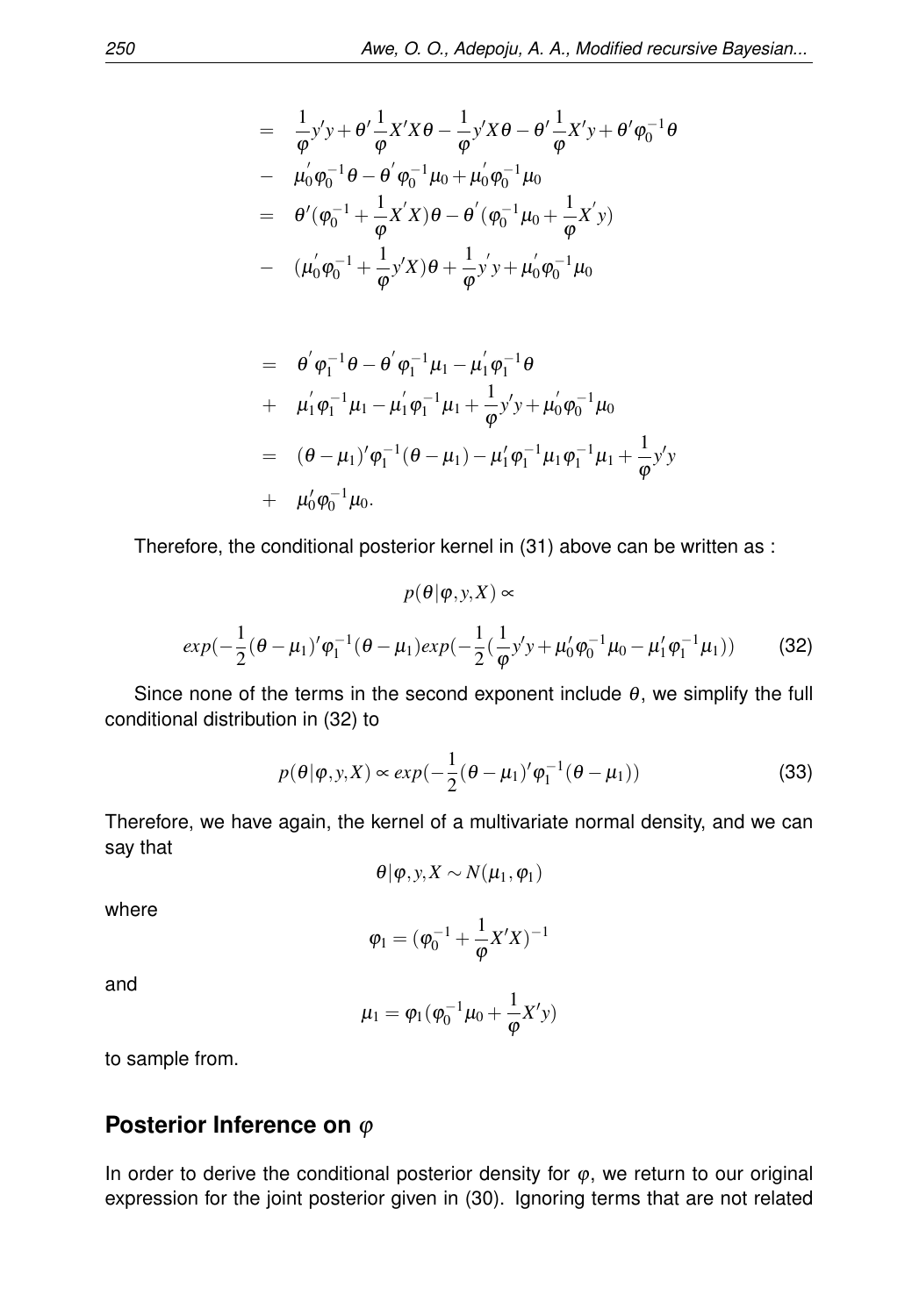$$
\begin{aligned}
&= \frac{1}{\varphi}y'y + \theta'\frac{1}{\varphi}X'X\theta - \frac{1}{\varphi}y'X\theta - \theta'\frac{1}{\varphi}X'y + \theta'\varphi_0^{-1}\theta \\
&- \mu_0^{'}\varphi_0^{-1}\theta - \theta^{'}\varphi_0^{-1}\mu_0 + \mu_0^{'}\varphi_0^{-1}\mu_0 \\
&= \theta'(\varphi_0^{-1} + \frac{1}{\varphi}X^{'}X)\theta - \theta^{'}(\varphi_0^{-1}\mu_0 + \frac{1}{\varphi}X^{'}y) \\
&- (\mu_0^{'}\varphi_0^{-1} + \frac{1}{\varphi}y'X)\theta + \frac{1}{\varphi}y^{'}y + \mu_0^{'}\varphi_0^{-1}\mu_0
\end{aligned}
$$

$$
\begin{aligned}
&= \theta^{'}\varphi_1^{-1}\theta - \theta^{'}\varphi_1^{-1}\mu_1 - \mu_1^{'}\varphi_1^{-1}\theta \\
&+ \mu_1^{'}\varphi_1^{-1}\mu_1 - \mu_1^{'}\varphi_1^{-1}\mu_1 + \frac{1}{\varphi}y'y + \mu_0^{'}\varphi_0^{-1}\mu_0 \\
&= (\theta - \mu_1)'\varphi_1^{-1}(\theta - \mu_1) - \mu_1'\varphi_1^{-1}\mu_1\varphi_1^{-1}\mu_1 + \frac{1}{\varphi}y'y \\
&+ \mu_0'\varphi_0^{-1}\mu_0.
\end{aligned}
$$

Therefore, the conditional posterior kernel in (31) above can be written as :

$$
p(\theta|\varphi, y, X) \propto
$$

$$
exp(-\frac{1}{2}(\theta - \mu_1)'\varphi_1^{-1}(\theta - \mu_1)exp(-\frac{1}{2}(\frac{1}{\varphi}y'y + \mu_0'\varphi_0^{-1}\mu_0 - \mu_1'\varphi_1^{-1}\mu_1)) \tag{32}
$$

Since none of the terms in the second exponent include $\theta$, we simplify the full conditional distribution in (32) to

$$
p(\theta|\varphi, y, X) \propto exp(-\frac{1}{2}(\theta - \mu_1)'\varphi_1^{-1}(\theta - \mu_1)) \tag{33}
$$

Therefore, we have again, the kernel of a multivariate normal density, and we can say that

$$
\theta|\varphi, y, X \sim N(\mu_1, \varphi_1)
$$

where

$$
\varphi_1 = (\varphi_0^{-1} + \frac{1}{\varphi}X'X)^{-1}
$$

and

$$
\mu_1 = \varphi_1(\varphi_0^{-1}\mu_0 + \frac{1}{\varphi}X'y)
$$

to sample from.

## Posterior Inference on $\varphi$

In order to derive the conditional posterior density for $\varphi$, we return to our original expression for the joint posterior given in (30). Ignoring terms that are not related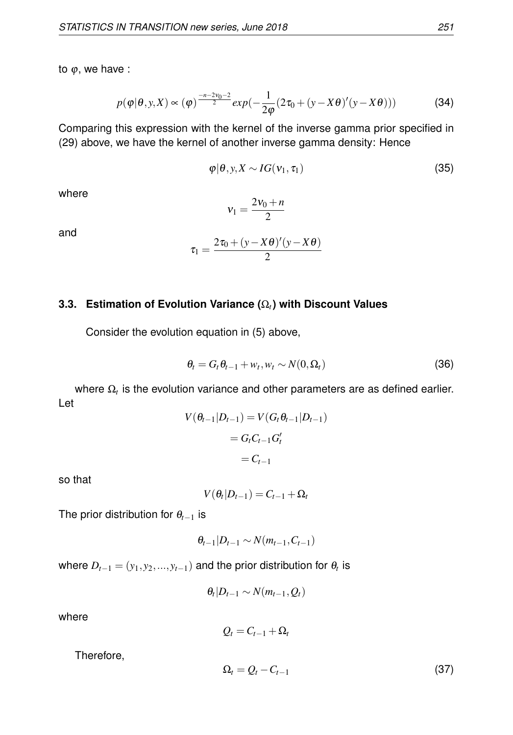to $\varphi$, we have :

$$p(\varphi|\theta, y, X) \propto (\varphi)^{\frac{-n-2\nu_0-2}{2}} exp(-\frac{1}{2\varphi}(2\tau_0 + (y - X\theta)'(y - X\theta))) \tag{34}$$

Comparing this expression with the kernel of the inverse gamma prior specified in (29) above, we have the kernel of another inverse gamma density: Hence

$$\varphi|\theta, y, X \sim IG(\nu_1, \tau_1) \tag{35}$$

where

$$\nu_1 = \frac{2\nu_0 + n}{2}$$

and

$$\tau_1 = \frac{2\tau_0 + (y - X\theta)'(y - X\theta)}{2}$$

### 3.3. Estimation of Evolution Variance ($\Omega_t$) with Discount Values

Consider the evolution equation in (5) above,

$$\theta_t = G_t \theta_{t-1} + w_t, w_t \sim N(0, \Omega_t) \tag{36}$$

where $\Omega_t$ is the evolution variance and other parameters are as defined earlier. Let

$$\begin{aligned} V(\theta_{t-1}|D_{t-1}) &= V(G_t \theta_{t-1}|D_{t-1}) \\ &= G_t C_{t-1} G_t' \\ &= C_{t-1} \end{aligned}$$

so that

$$V(\theta_t|D_{t-1}) = C_{t-1} + \Omega_t$$

The prior distribution for $\theta_{t-1}$ is

$$\theta_{t-1}|D_{t-1} \sim N(m_{t-1}, C_{t-1})$$

where $D_{t-1} = (y_1, y_2, ..., y_{t-1})$ and the prior distribution for $\theta_t$ is

$$\theta_t|D_{t-1} \sim N(m_{t-1}, Q_t)$$

where

$$Q_t = C_{t-1} + \Omega_t$$

Therefore,

$$\Omega_t = Q_t - C_{t-1} \tag{37}$$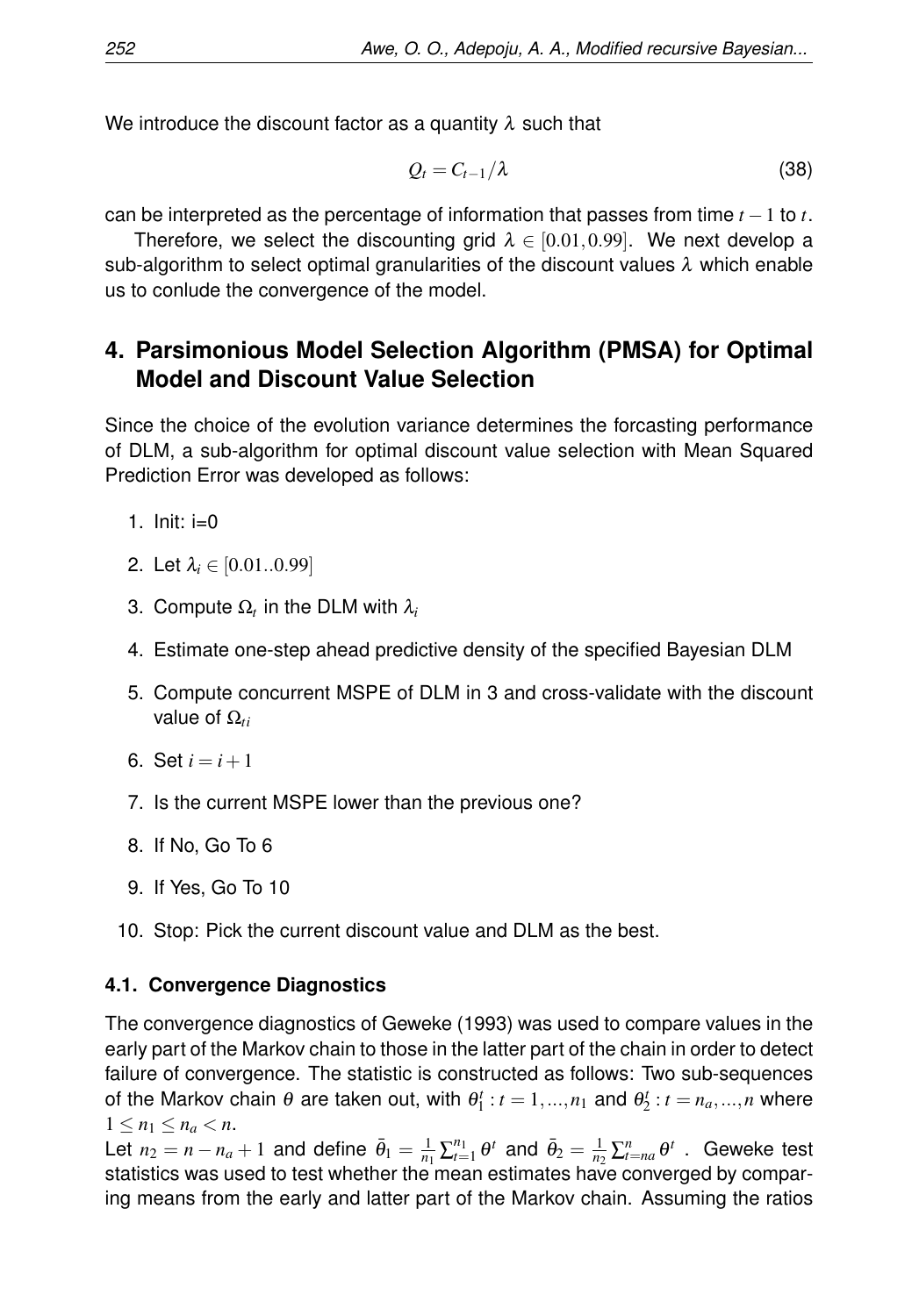We introduce the discount factor as a quantity $\lambda$ such that

$$Q_t = C_{t-1}/\lambda \tag{38}$$

can be interpreted as the percentage of information that passes from time $t-1$ to $t$.

Therefore, we select the discounting grid $\lambda \in [0.01, 0.99]$. We next develop a sub-algorithm to select optimal granularities of the discount values $\lambda$ which enable us to conlude the convergence of the model.

## 4. Parsimonious Model Selection Algorithm (PMSA) for Optimal Model and Discount Value Selection

Since the choice of the evolution variance determines the forcasting performance of DLM, a sub-algorithm for optimal discount value selection with Mean Squared Prediction Error was developed as follows:

1. Init: i=0
2. Let $\lambda_i \in [0.01..0.99]$
3. Compute $\Omega_t$ in the DLM with $\lambda_i$
4. Estimate one-step ahead predictive density of the specified Bayesian DLM
5. Compute concurrent MSPE of DLM in 3 and cross-validate with the discount value of $\Omega_{ti}$
6. Set $i = i+1$
7. Is the current MSPE lower than the previous one?
8. If No, Go To 6
9. If Yes, Go To 10
10. Stop: Pick the current discount value and DLM as the best.

### 4.1. Convergence Diagnostics

The convergence diagnostics of Geweke (1993) was used to compare values in the early part of the Markov chain to those in the latter part of the chain in order to detect failure of convergence. The statistic is constructed as follows: Two sub-sequences of the Markov chain $\theta$ are taken out, with $\theta_1^t : t = 1, ..., n_1$ and $\theta_2^t : t = n_a, ..., n$ where $1 \leq n_1 \leq n_a < n$.

Let $n_2 = n - n_a + 1$ and define $\bar{\theta}_1 = \frac{1}{n_1}\sum_{t=1}^{n_1} \theta^t$ and $\bar{\theta}_2 = \frac{1}{n_2}\sum_{t=na}^{n} \theta^t$ . Geweke test statistics was used to test whether the mean estimates have converged by comparing means from the early and latter part of the Markov chain. Assuming the ratios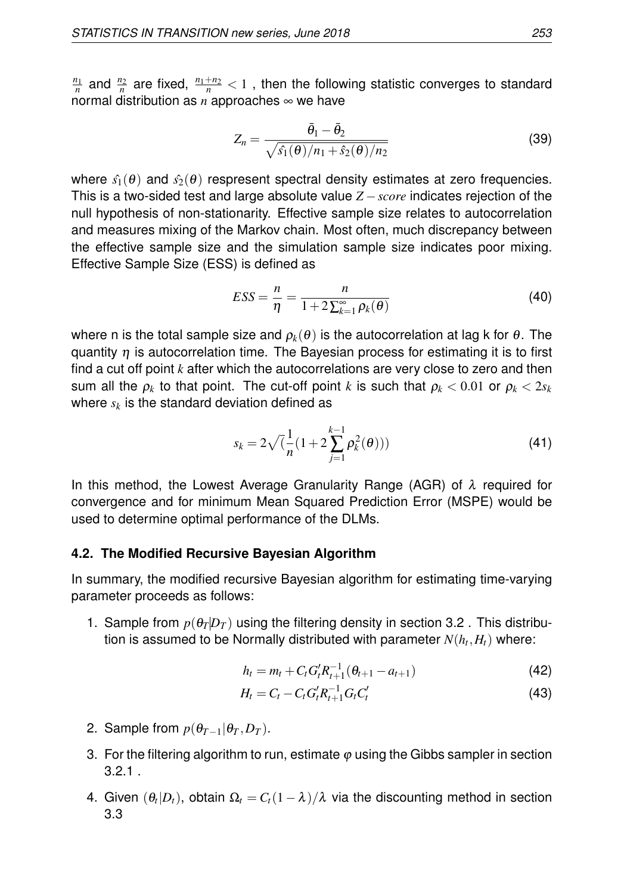$\frac{n_1}{n}$ and $\frac{n_2}{n}$ are fixed, $\frac{n_1+n_2}{n} < 1$ , then the following statistic converges to standard normal distribution as $n$ approaches $\infty$ we have

$$Z_n = \frac{\bar{\theta}_1 - \bar{\theta}_2}{\sqrt{\hat{s_1}(\theta)/n_1 + \hat{s_2}(\theta)/n_2}} \tag{39}$$

where $\hat{s_1}(\theta)$ and $\hat{s_2}(\theta)$ respresent spectral density estimates at zero frequencies. This is a two-sided test and large absolute value $Z-score$ indicates rejection of the null hypothesis of non-stationarity. Effective sample size relates to autocorrelation and measures mixing of the Markov chain. Most often, much discrepancy between the effective sample size and the simulation sample size indicates poor mixing. Effective Sample Size (ESS) is defined as

$$ESS = \frac{n}{\eta} = \frac{n}{1 + 2\sum_{k=1}^{\infty}\rho_k(\theta)} \tag{40}$$

where n is the total sample size and $\rho_k(\theta)$ is the autocorrelation at lag k for $\theta$. The quantity $\eta$ is autocorrelation time. The Bayesian process for estimating it is to first find a cut off point $k$ after which the autocorrelations are very close to zero and then sum all the $\rho_k$ to that point. The cut-off point $k$ is such that $\rho_k < 0.01$ or $\rho_k < 2s_k$ where $s_k$ is the standard deviation defined as

$$s_k = 2\sqrt{(\frac{1}{n}(1 + 2\sum_{j=1}^{k-1}\rho_k^2(\theta)))} \tag{41}$$

In this method, the Lowest Average Granularity Range (AGR) of $\lambda$ required for convergence and for minimum Mean Squared Prediction Error (MSPE) would be used to determine optimal performance of the DLMs.

### 4.2. The Modified Recursive Bayesian Algorithm

In summary, the modified recursive Bayesian algorithm for estimating time-varying parameter proceeds as follows:

1. Sample from $p(\theta_T|D_T)$ using the filtering density in section 3.2 . This distribution is assumed to be Normally distributed with parameter $N(h_t, H_t)$ where:

$$h_t = m_t + C_t G_t' R_{t+1}^{-1}(\theta_{t+1} - a_{t+1}) \tag{42}$$

$$H_t = C_t - C_t G_t' R_{t+1}^{-1} G_t C_t' \tag{43}$$

2. Sample from $p(\theta_{T-1}|\theta_T, D_T)$.

3. For the filtering algorithm to run, estimate $\varphi$ using the Gibbs sampler in section 3.2.1 .

4. Given $(\theta_t|D_t)$, obtain $\Omega_t = C_t(1-\lambda)/\lambda$ via the discounting method in section 3.3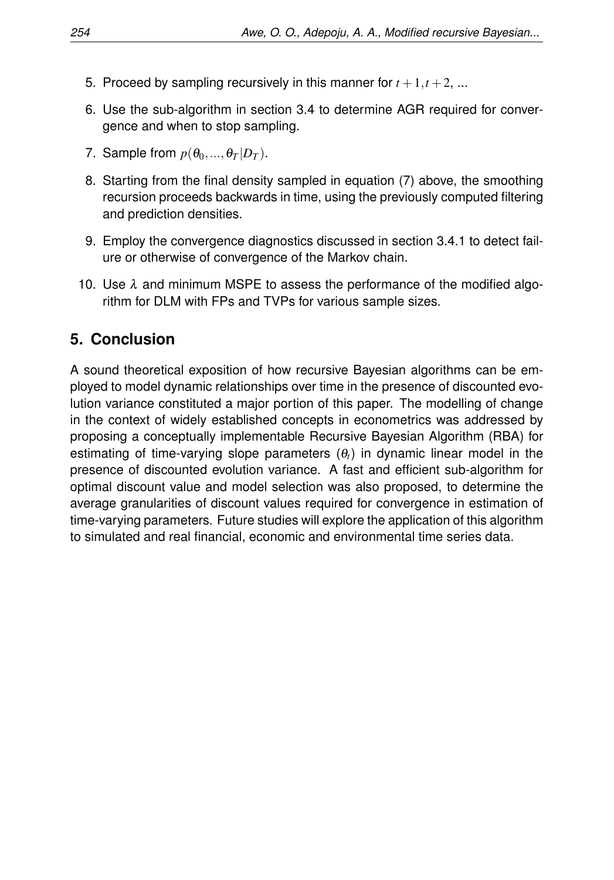5. Proceed by sampling recursively in this manner for $t+1, t+2$, ...

6. Use the sub-algorithm in section 3.4 to determine AGR required for convergence and when to stop sampling.

7. Sample from $p(\theta_0, ..., \theta_T | D_T)$.

8. Starting from the final density sampled in equation (7) above, the smoothing recursion proceeds backwards in time, using the previously computed filtering and prediction densities.

9. Employ the convergence diagnostics discussed in section 3.4.1 to detect failure or otherwise of convergence of the Markov chain.

10. Use $\lambda$ and minimum MSPE to assess the performance of the modified algorithm for DLM with FPs and TVPs for various sample sizes.

## 5. Conclusion

A sound theoretical exposition of how recursive Bayesian algorithms can be employed to model dynamic relationships over time in the presence of discounted evolution variance constituted a major portion of this paper. The modelling of change in the context of widely established concepts in econometrics was addressed by proposing a conceptually implementable Recursive Bayesian Algorithm (RBA) for estimating of time-varying slope parameters ($\theta_t$) in dynamic linear model in the presence of discounted evolution variance. A fast and efficient sub-algorithm for optimal discount value and model selection was also proposed, to determine the average granularities of discount values required for convergence in estimation of time-varying parameters. Future studies will explore the application of this algorithm to simulated and real financial, economic and environmental time series data.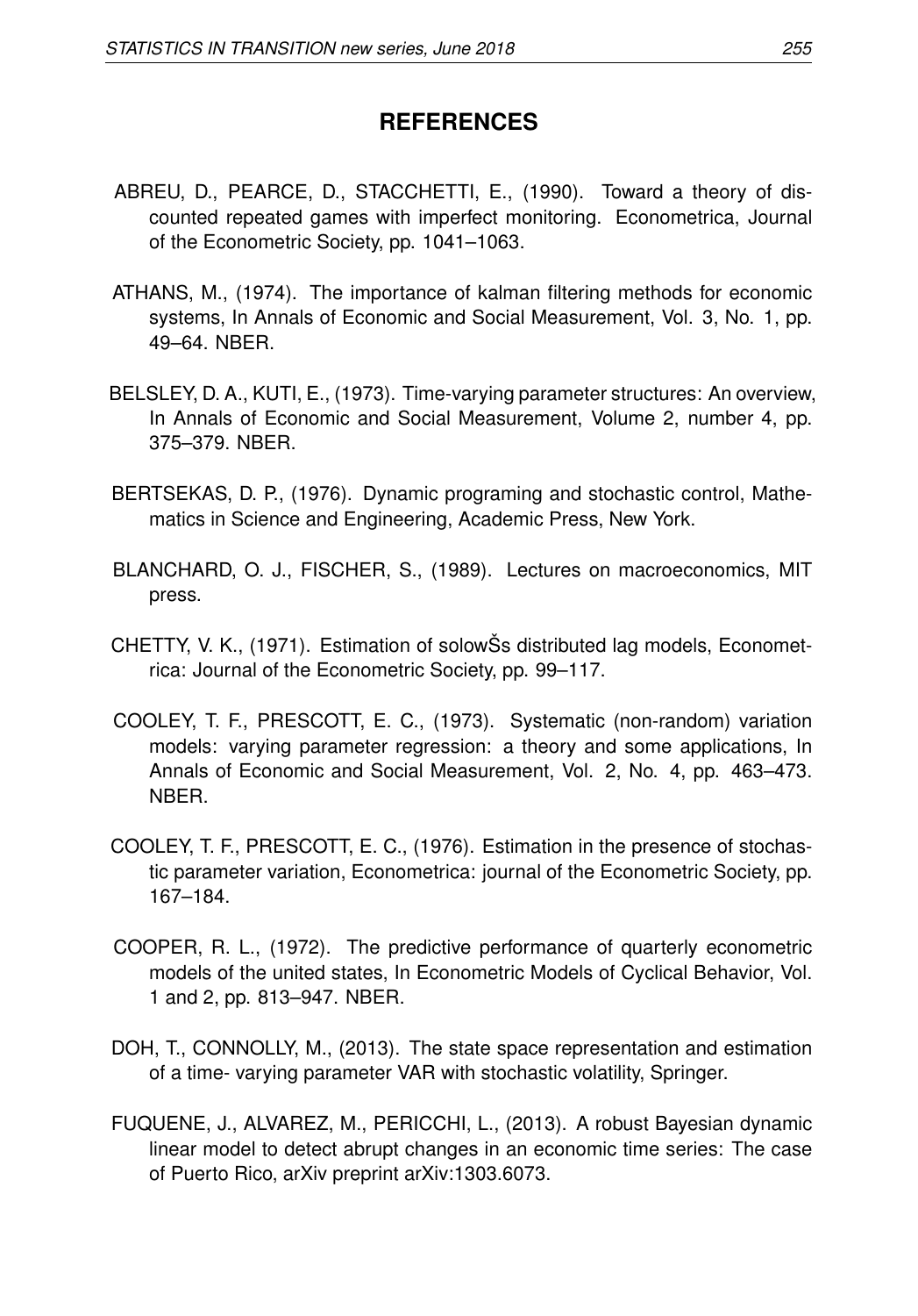## REFERENCES

ABREU, D., PEARCE, D., STACCHETTI, E., (1990). Toward a theory of discounted repeated games with imperfect monitoring. Econometrica, Journal of the Econometric Society, pp. 1041–1063.

ATHANS, M., (1974). The importance of kalman filtering methods for economic systems, In Annals of Economic and Social Measurement, Vol. 3, No. 1, pp. 49–64. NBER.

BELSLEY, D. A., KUTI, E., (1973). Time-varying parameter structures: An overview, In Annals of Economic and Social Measurement, Volume 2, number 4, pp. 375–379. NBER.

BERTSEKAS, D. P., (1976). Dynamic programing and stochastic control, Mathematics in Science and Engineering, Academic Press, New York.

BLANCHARD, O. J., FISCHER, S., (1989). Lectures on macroeconomics, MIT press.

CHETTY, V. K., (1971). Estimation of solowŠs distributed lag models, Econometrica: Journal of the Econometric Society, pp. 99–117.

COOLEY, T. F., PRESCOTT, E. C., (1973). Systematic (non-random) variation models: varying parameter regression: a theory and some applications, In Annals of Economic and Social Measurement, Vol. 2, No. 4, pp. 463–473. NBER.

COOLEY, T. F., PRESCOTT, E. C., (1976). Estimation in the presence of stochastic parameter variation, Econometrica: journal of the Econometric Society, pp. 167–184.

COOPER, R. L., (1972). The predictive performance of quarterly econometric models of the united states, In Econometric Models of Cyclical Behavior, Vol. 1 and 2, pp. 813–947. NBER.

DOH, T., CONNOLLY, M., (2013). The state space representation and estimation of a time- varying parameter VAR with stochastic volatility, Springer.

FUQUENE, J., ALVAREZ, M., PERICCHI, L., (2013). A robust Bayesian dynamic linear model to detect abrupt changes in an economic time series: The case of Puerto Rico, arXiv preprint arXiv:1303.6073.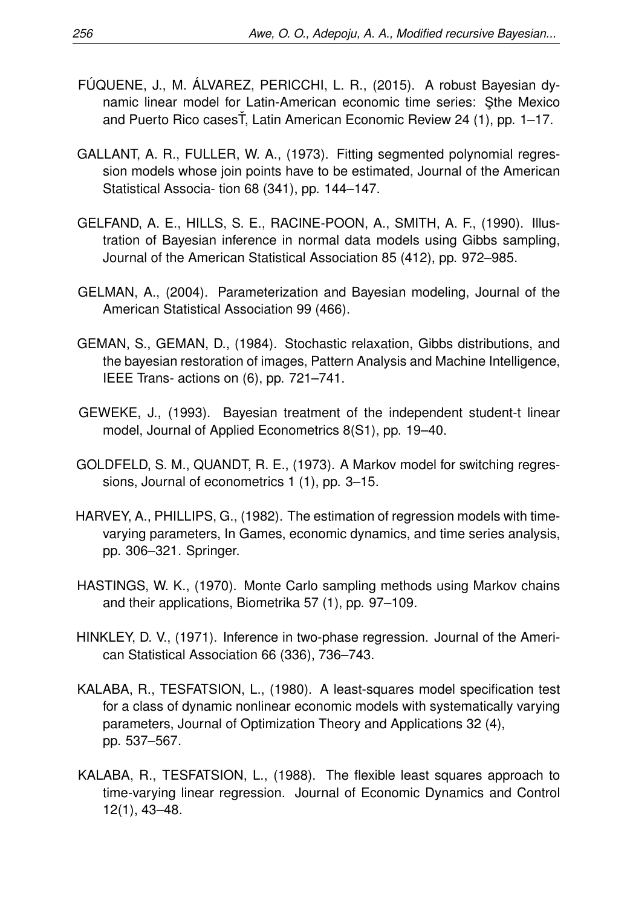FÚQUENE, J., M. ÁLVAREZ, PERICCHI, L. R., (2015). A robust Bayesian dynamic linear model for Latin-American economic time series: Şthe Mexico and Puerto Rico casesŤ, Latin American Economic Review 24 (1), pp. 1–17.

GALLANT, A. R., FULLER, W. A., (1973). Fitting segmented polynomial regression models whose join points have to be estimated, Journal of the American Statistical Associa- tion 68 (341), pp. 144–147.

GELFAND, A. E., HILLS, S. E., RACINE-POON, A., SMITH, A. F., (1990). Illustration of Bayesian inference in normal data models using Gibbs sampling, Journal of the American Statistical Association 85 (412), pp. 972–985.

GELMAN, A., (2004). Parameterization and Bayesian modeling, Journal of the American Statistical Association 99 (466).

GEMAN, S., GEMAN, D., (1984). Stochastic relaxation, Gibbs distributions, and the bayesian restoration of images, Pattern Analysis and Machine Intelligence, IEEE Trans- actions on (6), pp. 721–741.

GEWEKE, J., (1993). Bayesian treatment of the independent student-t linear model, Journal of Applied Econometrics 8(S1), pp. 19–40.

GOLDFELD, S. M., QUANDT, R. E., (1973). A Markov model for switching regressions, Journal of econometrics 1 (1), pp. 3–15.

HARVEY, A., PHILLIPS, G., (1982). The estimation of regression models with time-varying parameters, In Games, economic dynamics, and time series analysis, pp. 306–321. Springer.

HASTINGS, W. K., (1970). Monte Carlo sampling methods using Markov chains and their applications, Biometrika 57 (1), pp. 97–109.

HINKLEY, D. V., (1971). Inference in two-phase regression. Journal of the American Statistical Association 66 (336), 736–743.

KALABA, R., TESFATSION, L., (1980). A least-squares model specification test for a class of dynamic nonlinear economic models with systematically varying parameters, Journal of Optimization Theory and Applications 32 (4), pp. 537–567.

KALABA, R., TESFATSION, L., (1988). The flexible least squares approach to time-varying linear regression. Journal of Economic Dynamics and Control 12(1), 43–48.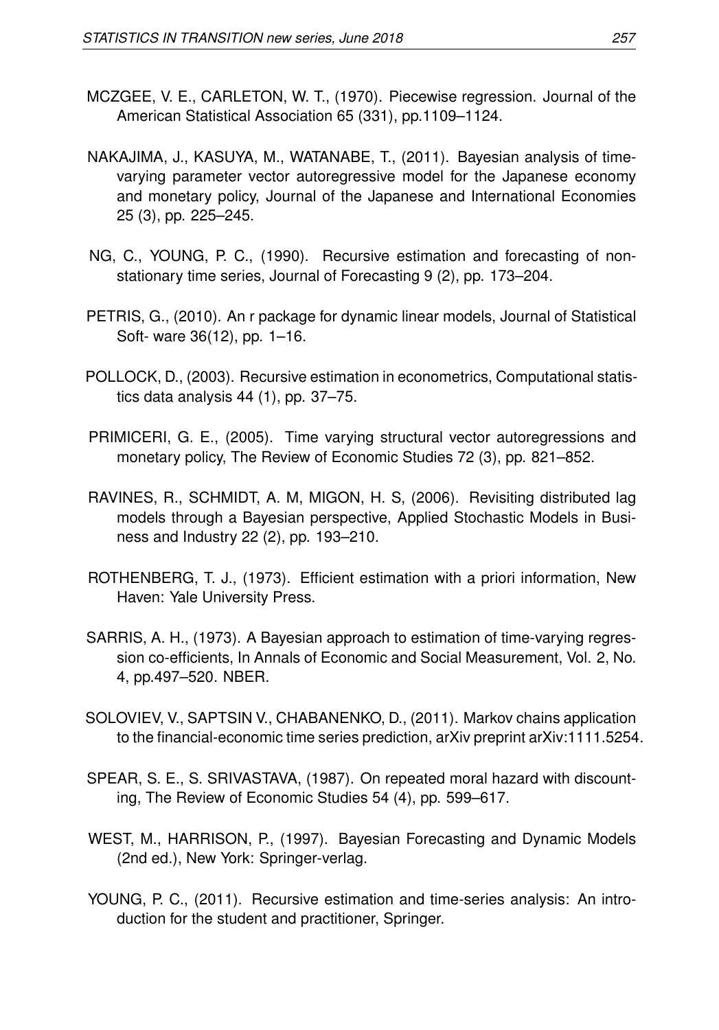MCZGEE, V. E., CARLETON, W. T., (1970). Piecewise regression. Journal of the American Statistical Association 65 (331), pp.1109–1124.

NAKAJIMA, J., KASUYA, M., WATANABE, T., (2011). Bayesian analysis of time-varying parameter vector autoregressive model for the Japanese economy and monetary policy, Journal of the Japanese and International Economies 25 (3), pp. 225–245.

NG, C., YOUNG, P. C., (1990). Recursive estimation and forecasting of non-stationary time series, Journal of Forecasting 9 (2), pp. 173–204.

PETRIS, G., (2010). An r package for dynamic linear models, Journal of Statistical Soft- ware 36(12), pp. 1–16.

POLLOCK, D., (2003). Recursive estimation in econometrics, Computational statistics data analysis 44 (1), pp. 37–75.

PRIMICERI, G. E., (2005). Time varying structural vector autoregressions and monetary policy, The Review of Economic Studies 72 (3), pp. 821–852.

RAVINES, R., SCHMIDT, A. M, MIGON, H. S, (2006). Revisiting distributed lag models through a Bayesian perspective, Applied Stochastic Models in Business and Industry 22 (2), pp. 193–210.

ROTHENBERG, T. J., (1973). Efficient estimation with a priori information, New Haven: Yale University Press.

SARRIS, A. H., (1973). A Bayesian approach to estimation of time-varying regression co-efficients, In Annals of Economic and Social Measurement, Vol. 2, No. 4, pp.497–520. NBER.

SOLOVIEV, V., SAPTSIN V., CHABANENKO, D., (2011). Markov chains application to the financial-economic time series prediction, arXiv preprint arXiv:1111.5254.

SPEAR, S. E., S. SRIVASTAVA, (1987). On repeated moral hazard with discounting, The Review of Economic Studies 54 (4), pp. 599–617.

WEST, M., HARRISON, P., (1997). Bayesian Forecasting and Dynamic Models (2nd ed.), New York: Springer-verlag.

YOUNG, P. C., (2011). Recursive estimation and time-series analysis: An introduction for the student and practitioner, Springer.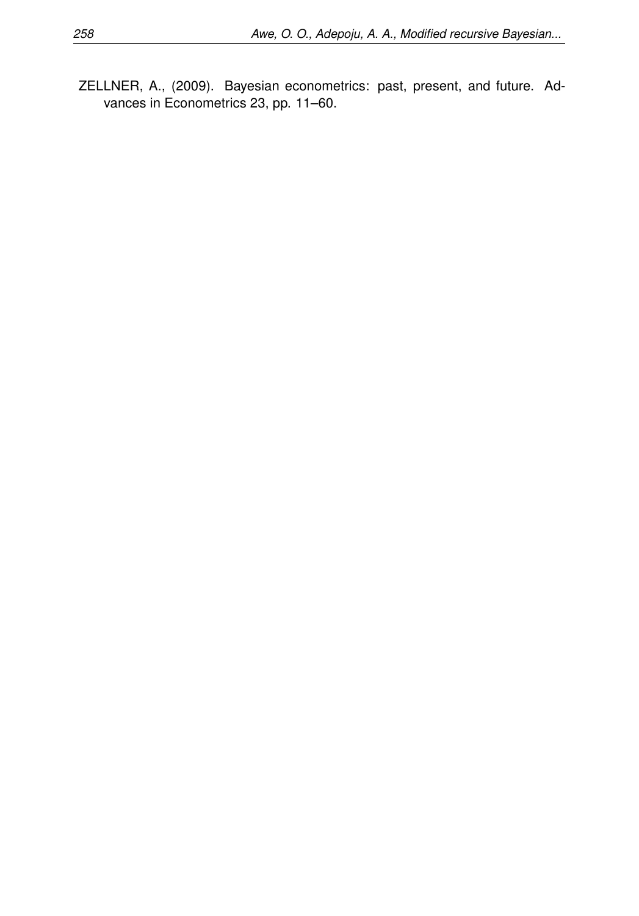ZELLNER, A., (2009). Bayesian econometrics: past, present, and future. Advances in Econometrics 23, pp. 11–60.